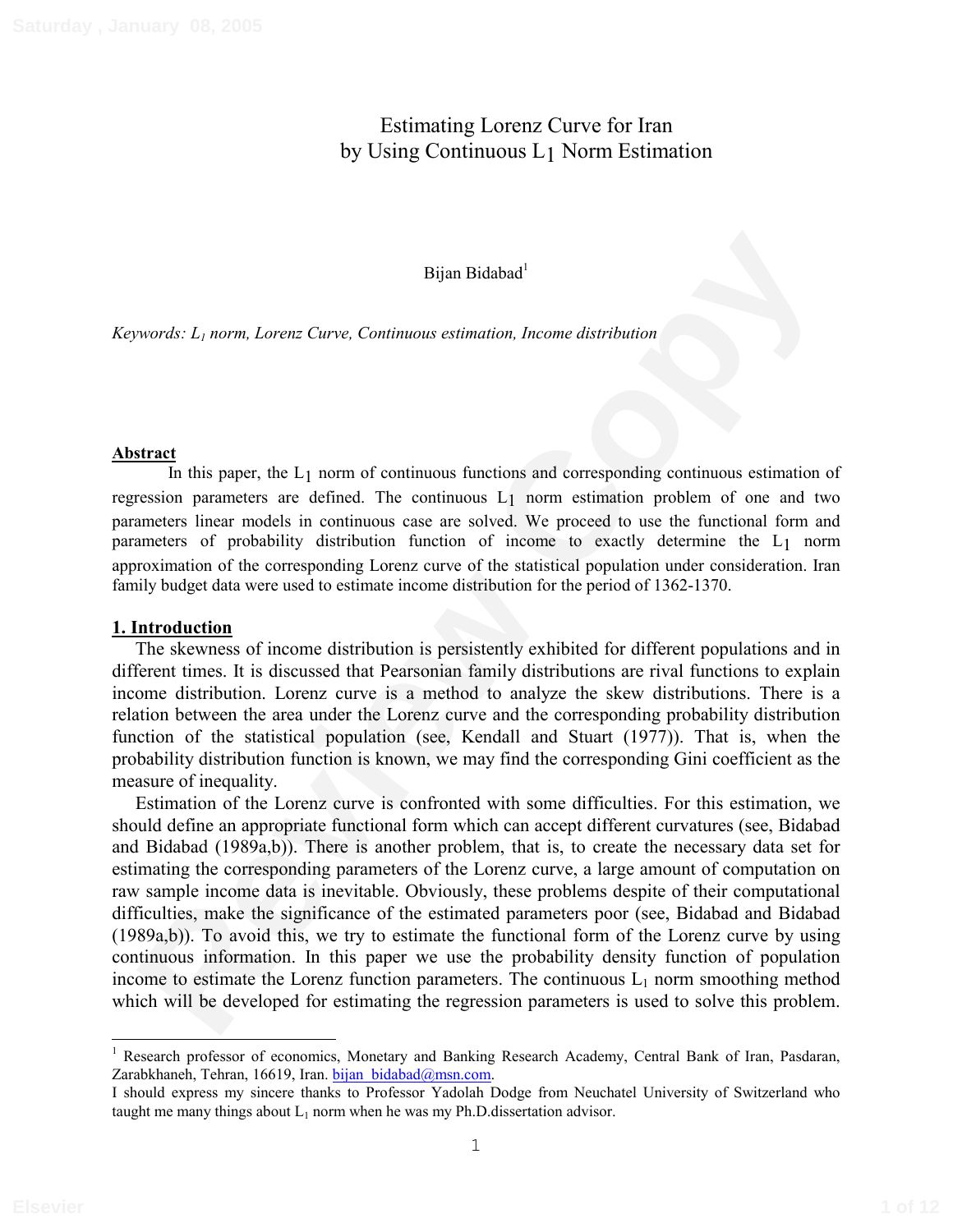# Estimating Lorenz Curve for Iran by Using Continuous $L_1$ Norm Estimation

Bijan Bidabad[1]

*Keywords: $L_1$ norm, Lorenz Curve, Continuous estimation, Income distribution*

## Abstract

In this paper, the $L_1$ norm of continuous functions and corresponding continuous estimation of regression parameters are defined. The continuous $L_1$ norm estimation problem of one and two parameters linear models in continuous case are solved. We proceed to use the functional form and parameters of probability distribution function of income to exactly determine the $L_1$ norm approximation of the corresponding Lorenz curve of the statistical population under consideration. Iran family budget data were used to estimate income distribution for the period of 1362-1370.

## 1. Introduction

The skewness of income distribution is persistently exhibited for different populations and in different times. It is discussed that Pearsonian family distributions are rival functions to explain income distribution. Lorenz curve is a method to analyze the skew distributions. There is a relation between the area under the Lorenz curve and the corresponding probability distribution function of the statistical population (see, Kendall and Stuart (1977)). That is, when the probability distribution function is known, we may find the corresponding Gini coefficient as the measure of inequality.

Estimation of the Lorenz curve is confronted with some difficulties. For this estimation, we should define an appropriate functional form which can accept different curvatures (see, Bidabad and Bidabad (1989a,b)). There is another problem, that is, to create the necessary data set for estimating the corresponding parameters of the Lorenz curve, a large amount of computation on raw sample income data is inevitable. Obviously, these problems despite of their computational difficulties, make the significance of the estimated parameters poor (see, Bidabad and Bidabad (1989a,b)). To avoid this, we try to estimate the functional form of the Lorenz curve by using continuous information. In this paper we use the probability density function of population income to estimate the Lorenz function parameters. The continuous $L_1$ norm smoothing method which will be developed for estimating the regression parameters is used to solve this problem.

---

[1] Research professor of economics, Monetary and Banking Research Academy, Central Bank of Iran, Pasdaran, Zarabkhaneh, Tehran, 16619, Iran. bijan_bidabad@msn.com.

I should express my sincere thanks to Professor Yadolah Dodge from Neuchatel University of Switzerland who taught me many things about $L_1$ norm when he was my Ph.D.dissertation advisor.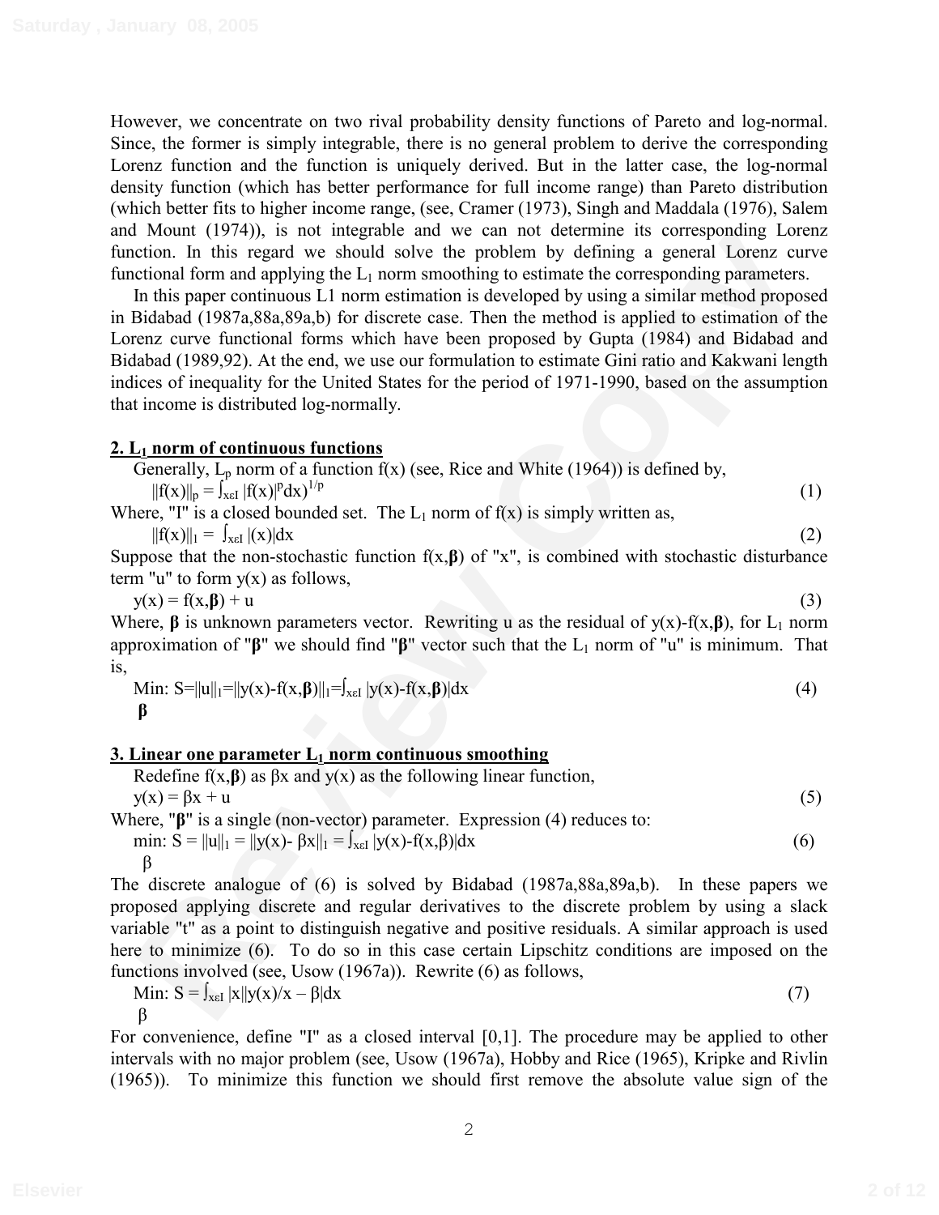However, we concentrate on two rival probability density functions of Pareto and log-normal. Since, the former is simply integrable, there is no general problem to derive the corresponding Lorenz function and the function is uniquely derived. But in the latter case, the log-normal density function (which has better performance for full income range) than Pareto distribution (which better fits to higher income range, (see, Cramer (1973), Singh and Maddala (1976), Salem and Mount (1974)), is not integrable and we can not determine its corresponding Lorenz function. In this regard we should solve the problem by defining a general Lorenz curve functional form and applying the $L_1$ norm smoothing to estimate the corresponding parameters.

In this paper continuous L1 norm estimation is developed by using a similar method proposed in Bidabad (1987a,88a,89a,b) for discrete case. Then the method is applied to estimation of the Lorenz curve functional forms which have been proposed by Gupta (1984) and Bidabad and Bidabad (1989,92). At the end, we use our formulation to estimate Gini ratio and Kakwani length indices of inequality for the United States for the period of 1971-1990, based on the assumption that income is distributed log-normally.

## 2. $L_1$ norm of continuous functions

Generally, $L_p$ norm of a function f(x) (see, Rice and White (1964)) is defined by,

$$\|f(x)\|_p = \int_{x\varepsilon I} |f(x)|^p dx)^{1/p} \tag{1}$$

Where, "I" is a closed bounded set. The $L_1$ norm of f(x) is simply written as,

$$\|f(x)\|_1 = \int_{x\varepsilon I} |(x)|dx \tag{2}$$

Suppose that the non-stochastic function $f(x,\boldsymbol{\beta})$ of "x", is combined with stochastic disturbance term "u" to form y(x) as follows,

$$y(x) = f(x,\boldsymbol{\beta}) + u \tag{3}$$

Where, $\boldsymbol{\beta}$ is unknown parameters vector. Rewriting u as the residual of $y(x)-f(x,\boldsymbol{\beta})$, for $L_1$ norm approximation of "$\boldsymbol{\beta}$" we should find "$\boldsymbol{\beta}$" vector such that the $L_1$ norm of "u" is minimum. That is,

$$\underset{\boldsymbol{\beta}}{\text{Min:}}\ S=\|u\|_1=\|y(x)-f(x,\boldsymbol{\beta})\|_1=\int_{x\varepsilon I} |y(x)-f(x,\boldsymbol{\beta})|dx \tag{4}$$

## 3. Linear one parameter $L_1$ norm continuous smoothing

Redefine $f(x,\boldsymbol{\beta})$ as $\beta x$ and y(x) as the following linear function,

$$y(x) = \beta x + u \tag{5}$$

Where, "$\boldsymbol{\beta}$" is a single (non-vector) parameter. Expression (4) reduces to:

$$\underset{\beta}{\text{min:}}\ S = \|u\|_1 = \|y(x)- \beta x\|_1 = \int_{x\varepsilon I} |y(x)-f(x,\beta)|dx \tag{6}$$

The discrete analogue of (6) is solved by Bidabad (1987a,88a,89a,b). In these papers we proposed applying discrete and regular derivatives to the discrete problem by using a slack variable "t" as a point to distinguish negative and positive residuals. A similar approach is used here to minimize (6). To do so in this case certain Lipschitz conditions are imposed on the functions involved (see, Usow (1967a)). Rewrite (6) as follows,

$$\underset{\beta}{\text{Min:}}\ S = \int_{x\varepsilon I} |x||y(x)/x - \beta|dx \tag{7}$$

For convenience, define "I" as a closed interval [0,1]. The procedure may be applied to other intervals with no major problem (see, Usow (1967a), Hobby and Rice (1965), Kripke and Rivlin (1965)). To minimize this function we should first remove the absolute value sign of the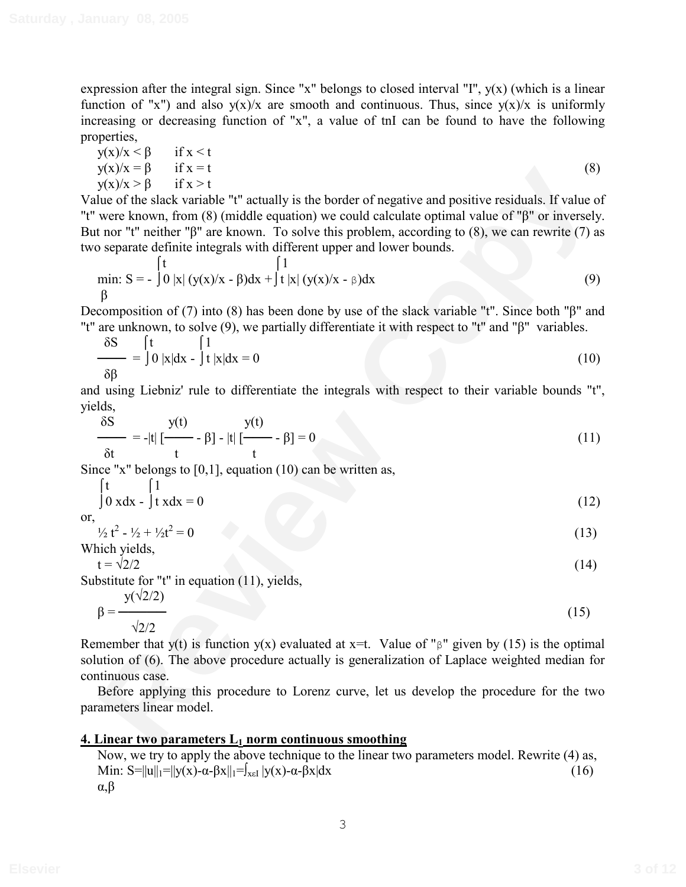expression after the integral sign. Since "x" belongs to closed interval "I", y(x) (which is a linear function of "x") and also y(x)/x are smooth and continuous. Thus, since y(x)/x is uniformly increasing or decreasing function of "x", a value of tnI can be found to have the following properties,

$$
\begin{aligned}
y(x)/x &< \beta \quad \text{if } x < t \\
y(x)/x &= \beta \quad \text{if } x = t \\
y(x)/x &> \beta \quad \text{if } x > t
\end{aligned}
\tag{8}
$$

Value of the slack variable "t" actually is the border of negative and positive residuals. If value of "t" were known, from (8) (middle equation) we could calculate optimal value of "β" or inversely. But nor "t" neither "β" are known. To solve this problem, according to (8), we can rewrite (7) as two separate definite integrals with different upper and lower bounds.

$$
\min_{\beta}: S = -\int_0^t |x|\,(y(x)/x - \beta)dx + \int_t^1 |x|\,(y(x)/x - \beta)dx \tag{9}
$$

Decomposition of (7) into (8) has been done by use of the slack variable "t". Since both "β" and "t" are unknown, to solve (9), we partially differentiate it with respect to "t" and "β" variables.

$$
\frac{\delta S}{\delta \beta} = \int_0^t |x|dx - \int_t^1 |x|dx = 0 \tag{10}
$$

and using Liebniz' rule to differentiate the integrals with respect to their variable bounds "t", yields,

$$
\frac{\delta S}{\delta t} = -|t|\left[\frac{y(t)}{t} - \beta\right] - |t|\left[\frac{y(t)}{t} - \beta\right] = 0 \tag{11}
$$

Since "x" belongs to [0,1], equation (10) can be written as,

$$
\int_0^t x dx - \int_t^1 x dx = 0 \tag{12}
$$

or,

$$
\tfrac{1}{2} t^2 - \tfrac{1}{2} + \tfrac{1}{2} t^2 = 0 \tag{13}
$$

Which yields,

$$
t = \sqrt{2}/2 \tag{14}
$$

Substitute for "t" in equation (11), yields,

$$
\beta = \frac{y(\sqrt{2}/2)}{\sqrt{2}/2} \tag{15}
$$

Remember that y(t) is function y(x) evaluated at x=t. Value of "β" given by (15) is the optimal solution of (6). The above procedure actually is generalization of Laplace weighted median for continuous case.

Before applying this procedure to Lorenz curve, let us develop the procedure for the two parameters linear model.

## 4. Linear two parameters $L_1$ norm continuous smoothing

Now, we try to apply the above technique to the linear two parameters model. Rewrite (4) as,

$$
\min_{\alpha,\beta}: S = \|u\|_1 = \|y(x) - \alpha - \beta x\|_1 = \int_{x \in I} |y(x) - \alpha - \beta x| dx \tag{16}
$$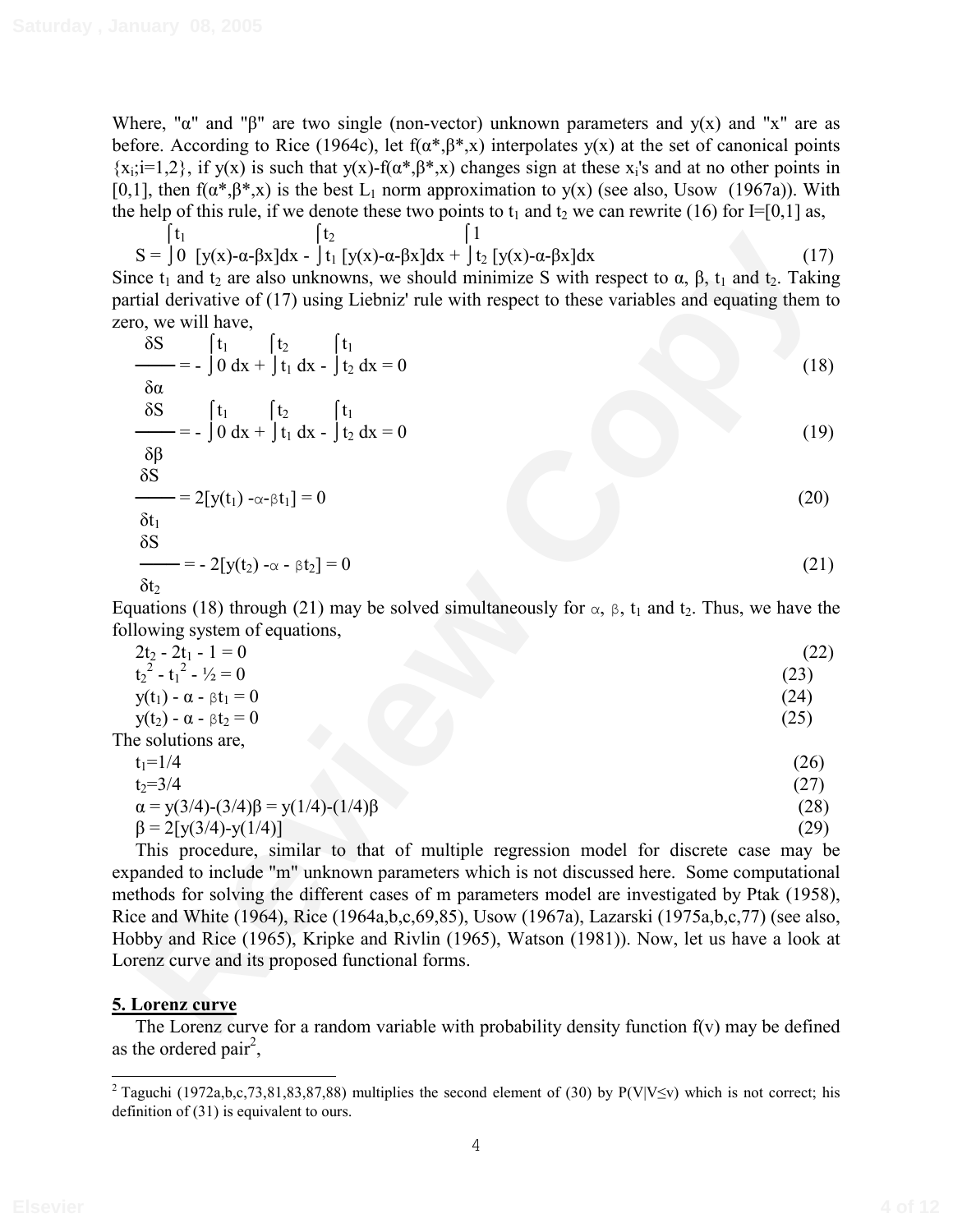Where, "α" and "β" are two single (non-vector) unknown parameters and y(x) and "x" are as before. According to Rice (1964c), let $f(\alpha^*,\beta^*,x)$ interpolates y(x) at the set of canonical points $\{x_i; i=1,2\}$, if y(x) is such that $y(x)-f(\alpha^*,\beta^*,x)$ changes sign at these $x_i$'s and at no other points in [0,1], then $f(\alpha^*,\beta^*,x)$ is the best $L_1$ norm approximation to y(x) (see also, Usow (1967a)). With the help of this rule, if we denote these two points to $t_1$ and $t_2$ we can rewrite (16) for I=[0,1] as,

$$S = \int_0^{t_1} [y(x)-\alpha-\beta x]dx - \int_{t_1}^{t_2} [y(x)-\alpha-\beta x]dx + \int_{t_2}^{1} [y(x)-\alpha-\beta x]dx \tag{17}$$

Since $t_1$ and $t_2$ are also unknowns, we should minimize S with respect to α, β, $t_1$ and $t_2$. Taking partial derivative of (17) using Liebniz' rule with respect to these variables and equating them to zero, we will have,

$$\frac{\delta S}{\delta \alpha} = -\int_0^{t_1} dx + \int_{t_1}^{t_2} dx - \int_{t_2}^{t_1} dx = 0 \tag{18}$$

$$\frac{\delta S}{\delta \beta} = -\int_0^{t_1} dx + \int_{t_1}^{t_2} dx - \int_{t_2}^{t_1} dx = 0 \tag{19}$$

$$\frac{\delta S}{\delta t_1} = 2[y(t_1) - \alpha - \beta t_1] = 0 \tag{20}$$

$$\frac{\delta S}{\delta t_2} = -2[y(t_2) - \alpha - \beta t_2] = 0 \tag{21}$$

Equations (18) through (21) may be solved simultaneously for α, β, $t_1$ and $t_2$. Thus, we have the following system of equations,

$$2t_2 - 2t_1 - 1 = 0 \tag{22}$$

$$t_2^2 - t_1^2 - \tfrac{1}{2} = 0 \tag{23}$$

$$y(t_1) - \alpha - \beta t_1 = 0 \tag{24}$$

$$y(t_2) - \alpha - \beta t_2 = 0 \tag{25}$$

The solutions are,

$$t_1 = 1/4 \tag{26}$$

$$t_2 = 3/4 \tag{27}$$

$$\alpha = y(3/4)-(3/4)\beta = y(1/4)-(1/4)\beta \tag{28}$$

$$\beta = 2[y(3/4)-y(1/4)] \tag{29}$$

This procedure, similar to that of multiple regression model for discrete case may be expanded to include "m" unknown parameters which is not discussed here. Some computational methods for solving the different cases of m parameters model are investigated by Ptak (1958), Rice and White (1964), Rice (1964a,b,c,69,85), Usow (1967a), Lazarski (1975a,b,c,77) (see also, Hobby and Rice (1965), Kripke and Rivlin (1965), Watson (1981)). Now, let us have a look at Lorenz curve and its proposed functional forms.

## 5. Lorenz curve

The Lorenz curve for a random variable with probability density function f(v) may be defined as the ordered pair[2],

---

[2] Taguchi (1972a,b,c,73,81,83,87,88) multiplies the second element of (30) by $P(V|V \le v)$ which is not correct; his definition of (31) is equivalent to ours.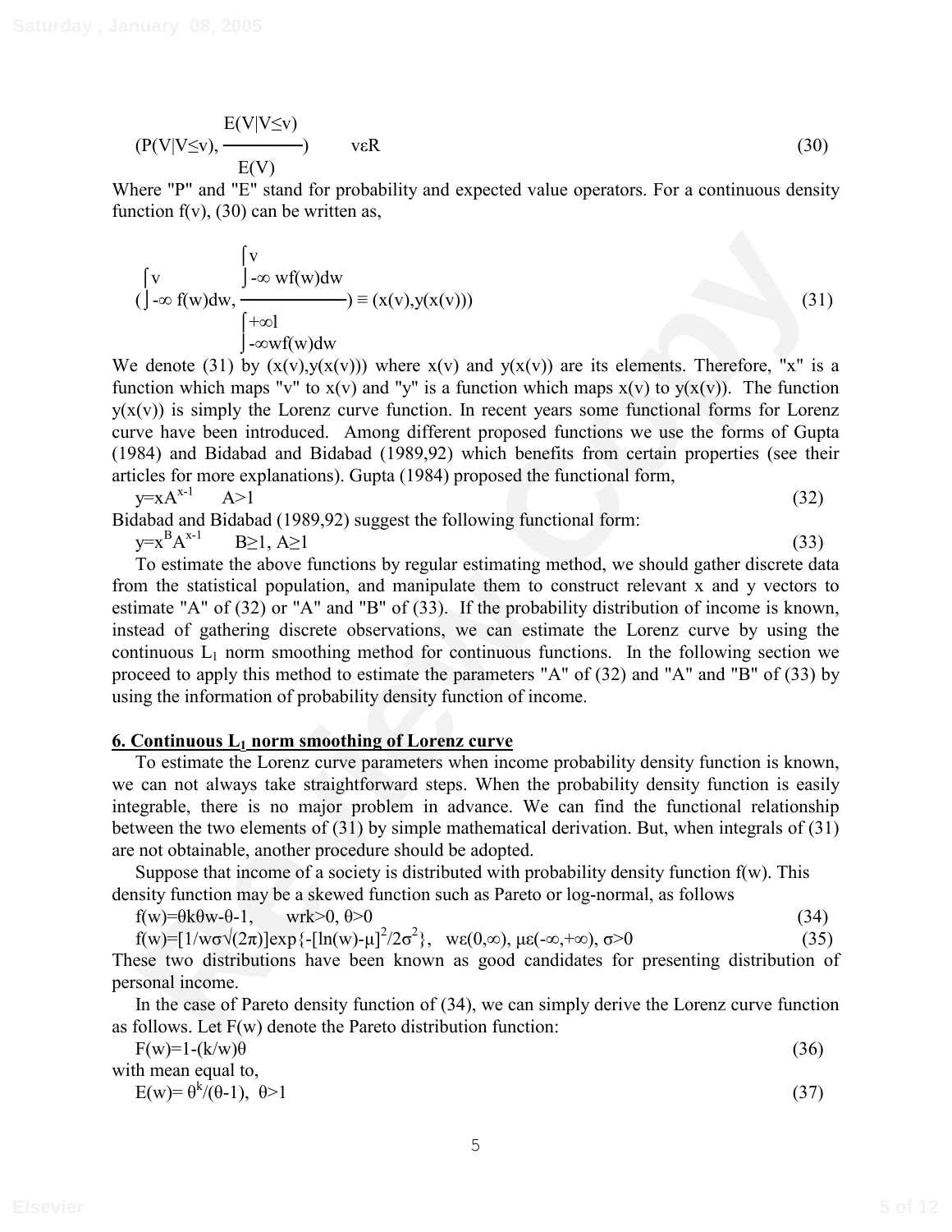$$(P(V|V\leq v), \frac{E(V|V\leq v)}{E(V)}) \qquad v\varepsilon R \tag{30}$$

Where "P" and "E" stand for probability and expected value operators. For a continuous density function f(v), (30) can be written as,

$$(\int_{-\infty}^{v} f(w)dw, \frac{\int_{-\infty}^{v} wf(w)dw}{\int_{-\infty}^{+\infty} wf(w)dw}) \equiv (x(v),y(x(v))) \tag{31}$$

We denote (31) by (x(v),y(x(v))) where x(v) and y(x(v)) are its elements. Therefore, "x" is a function which maps "v" to x(v) and "y" is a function which maps x(v) to y(x(v)). The function y(x(v)) is simply the Lorenz curve function. In recent years some functional forms for Lorenz curve have been introduced. Among different proposed functions we use the forms of Gupta (1984) and Bidabad and Bidabad (1989,92) which benefits from certain properties (see their articles for more explanations). Gupta (1984) proposed the functional form,

$$y=xA^{x-1} \qquad A>1 \tag{32}$$

Bidabad and Bidabad (1989,92) suggest the following functional form:

$$y=x^{B}A^{x-1} \qquad B\geq 1,\ A\geq 1 \tag{33}$$

To estimate the above functions by regular estimating method, we should gather discrete data from the statistical population, and manipulate them to construct relevant x and y vectors to estimate "A" of (32) or "A" and "B" of (33). If the probability distribution of income is known, instead of gathering discrete observations, we can estimate the Lorenz curve by using the continuous $L_1$ norm smoothing method for continuous functions. In the following section we proceed to apply this method to estimate the parameters "A" of (32) and "A" and "B" of (33) by using the information of probability density function of income.

## 6. Continuous $L_1$ norm smoothing of Lorenz curve

To estimate the Lorenz curve parameters when income probability density function is known, we can not always take straightforward steps. When the probability density function is easily integrable, there is no major problem in advance. We can find the functional relationship between the two elements of (31) by simple mathematical derivation. But, when integrals of (31) are not obtainable, another procedure should be adopted.

Suppose that income of a society is distributed with probability density function f(w). This density function may be a skewed function such as Pareto or log-normal, as follows

$$f(w)=\theta k\theta w-\theta-1, \qquad wrk>0,\ \theta>0 \tag{34}$$

$$f(w)=[1/w\sigma\sqrt{(2\pi)}]\exp\{-[\ln(w)-\mu]^2/2\sigma^2\}, \quad w\varepsilon(0,\infty),\ \mu\varepsilon(-\infty,+\infty),\ \sigma>0 \tag{35}$$

These two distributions have been known as good candidates for presenting distribution of personal income.

In the case of Pareto density function of (34), we can simply derive the Lorenz curve function as follows. Let F(w) denote the Pareto distribution function:

$$F(w)=1-(k/w)\theta \tag{36}$$

with mean equal to,

$$E(w)=\theta^{k}/(\theta-1), \quad \theta>1 \tag{37}$$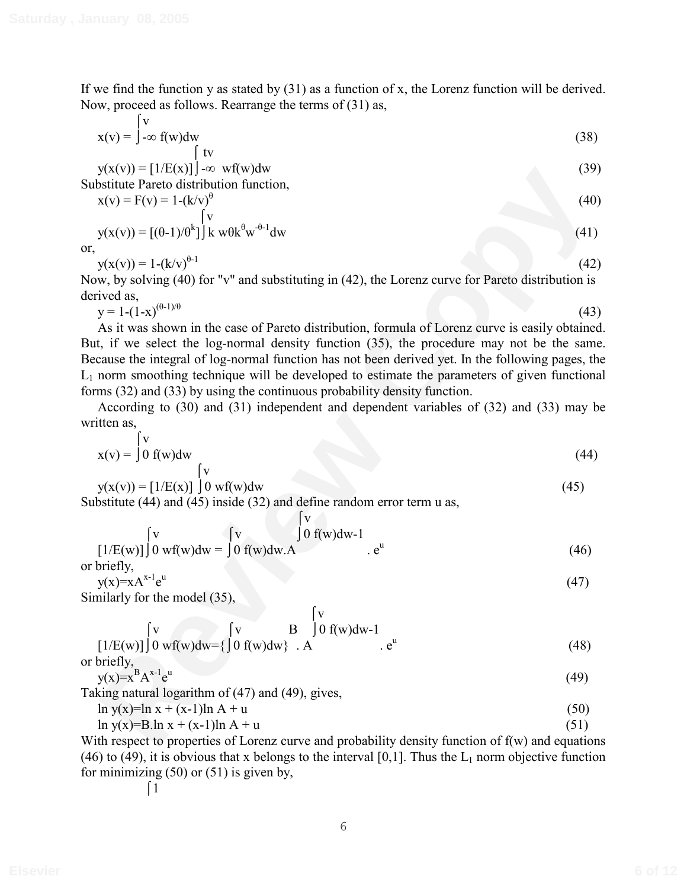If we find the function y as stated by (31) as a function of x, the Lorenz function will be derived. Now, proceed as follows. Rearrange the terms of (31) as,

$$x(v) = \int_{-\infty}^{v} f(w)dw \tag{38}$$

$$y(x(v)) = [1/E(x)]\int_{-\infty}^{tv} wf(w)dw \tag{39}$$

Substitute Pareto distribution function,

$$x(v) = F(v) = 1-(k/v)^{\theta} \tag{40}$$

$$y(x(v)) = [(\theta-1)/\theta^{k}]\int_{k}^{v} w\theta k^{\theta}w^{-\theta-1}dw \tag{41}$$

or,

$$y(x(v)) = 1-(k/v)^{\theta-1} \tag{42}$$

Now, by solving (40) for "v" and substituting in (42), the Lorenz curve for Pareto distribution is derived as,

$$y = 1-(1-x)^{(\theta-1)/\theta} \tag{43}$$

As it was shown in the case of Pareto distribution, formula of Lorenz curve is easily obtained. But, if we select the log-normal density function (35), the procedure may not be the same. Because the integral of log-normal function has not been derived yet. In the following pages, the $L_1$ norm smoothing technique will be developed to estimate the parameters of given functional forms (32) and (33) by using the continuous probability density function.

According to (30) and (31) independent and dependent variables of (32) and (33) may be written as,

$$x(v) = \int_{0}^{v} f(w)dw \tag{44}$$

$$y(x(v)) = [1/E(x)]\int_{0}^{v} wf(w)dw \tag{45}$$

Substitute (44) and (45) inside (32) and define random error term u as,

$$[1/E(w)]\int_{0}^{v} wf(w)dw = \int_{0}^{v} f(w)dw.A^{\int_{0}^{v} f(w)dw-1}.e^{u} \tag{46}$$

or briefly,

$$y(x)=xA^{x-1}e^{u} \tag{47}$$

Similarly for the model (35),

$$[1/E(w)]\int_{0}^{v} wf(w)dw=\{\int_{0}^{v} f(w)dw\}^{B}.A^{\int_{0}^{v} f(w)dw-1}.e^{u} \tag{48}$$

or briefly,

$$y(x)=x^{B}A^{x-1}e^{u} \tag{49}$$

Taking natural logarithm of (47) and (49), gives,

$$\ln y(x)=\ln x + (x-1)\ln A + u \tag{50}$$

$$\ln y(x)=B.\ln x + (x-1)\ln A + u \tag{51}$$

With respect to properties of Lorenz curve and probability density function of f(w) and equations (46) to (49), it is obvious that x belongs to the interval [0,1]. Thus the $L_1$ norm objective function for minimizing (50) or (51) is given by,

$$\int^{1}$$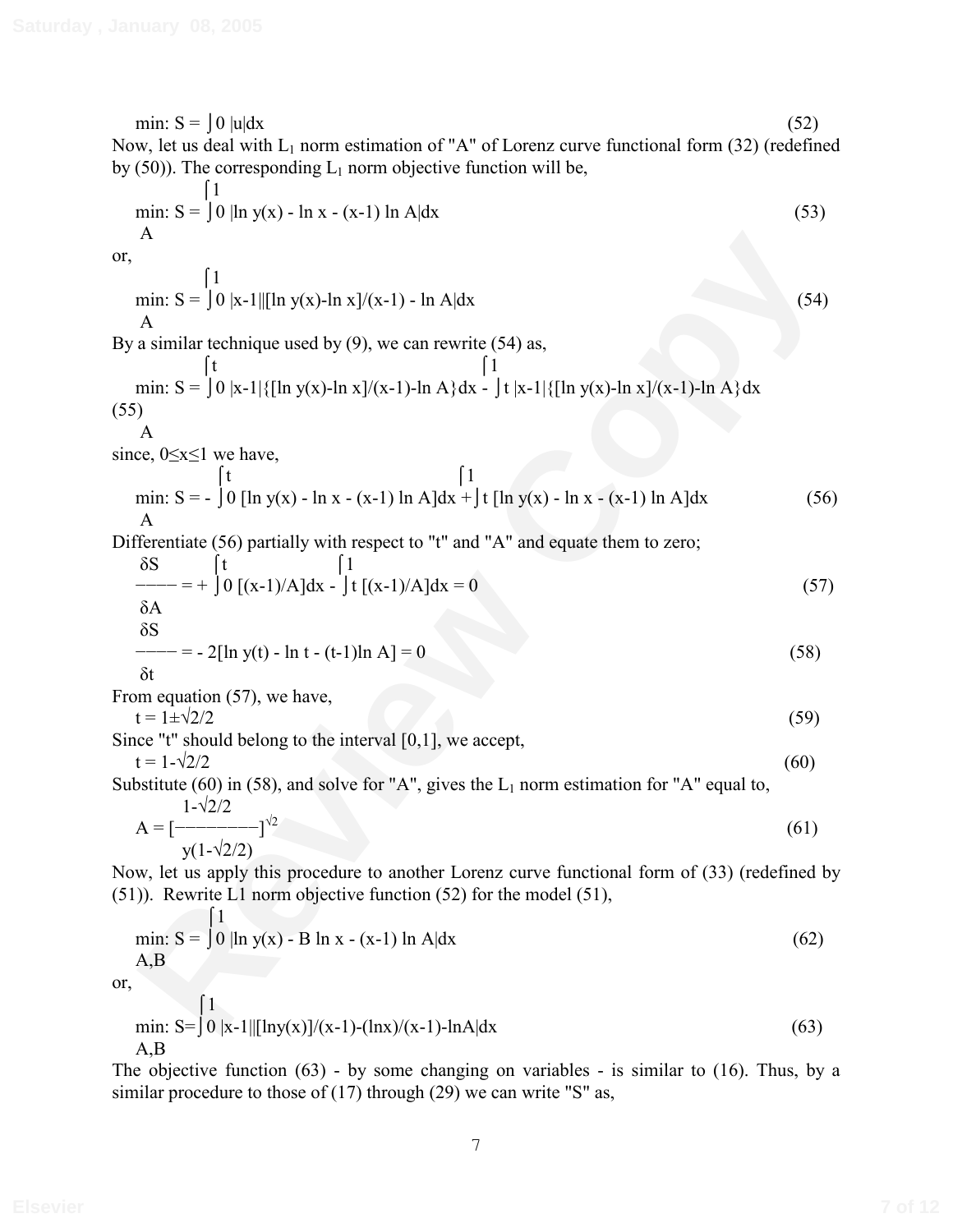$$\min: S = \int_0 |u|dx \tag{52}$$

Now, let us deal with $L_1$ norm estimation of "A" of Lorenz curve functional form (32) (redefined by (50)). The corresponding $L_1$ norm objective function will be,

$$\min_{A}: S = \int_0^1 |\ln y(x) - \ln x - (x-1) \ln A|dx \tag{53}$$

or,

$$\min_{A}: S = \int_0^1 |x-1||[\ln y(x)-\ln x]/(x-1) - \ln A|dx \tag{54}$$

By a similar technique used by (9), we can rewrite (54) as,

$$\min_{A}: S = \int_0^t |x-1|\{[\ln y(x)-\ln x]/(x-1)-\ln A\}dx - \int_t^1 |x-1|\{[\ln y(x)-\ln x]/(x-1)-\ln A\}dx \tag{55}$$

since, $0\leq x\leq 1$ we have,

$$\min_{A}: S = - \int_0^t [\ln y(x) - \ln x - (x-1) \ln A]dx + \int_t^1 [\ln y(x) - \ln x - (x-1) \ln A]dx \tag{56}$$

Differentiate (56) partially with respect to "t" and "A" and equate them to zero;

$$\frac{\delta S}{\delta A} = + \int_0^t [(x-1)/A]dx - \int_t^1 [(x-1)/A]dx = 0 \tag{57}$$

$$\frac{\delta S}{\delta t} = - 2[\ln y(t) - \ln t - (t-1)\ln A] = 0 \tag{58}$$

From equation (57), we have,

$$t = 1\pm\sqrt{2}/2 \tag{59}$$

Since "t" should belong to the interval [0,1], we accept,

$$t = 1-\sqrt{2}/2 \tag{60}$$

Substitute (60) in (58), and solve for "A", gives the $L_1$ norm estimation for "A" equal to,

$$A = \left[\frac{1-\sqrt{2}/2}{y(1-\sqrt{2}/2)}\right]^{\sqrt{2}} \tag{61}$$

Now, let us apply this procedure to another Lorenz curve functional form of (33) (redefined by (51)). Rewrite L1 norm objective function (52) for the model (51),

$$\min_{A,B}: S = \int_0^1 |\ln y(x) - B \ln x - (x-1) \ln A|dx \tag{62}$$

or,

$$\min_{A,B}: S=\int_0^1 |x-1||[\ln y(x)]/(x-1)-(\ln x)/(x-1)-\ln A|dx \tag{63}$$

The objective function (63) - by some changing on variables - is similar to (16). Thus, by a similar procedure to those of (17) through (29) we can write "S" as,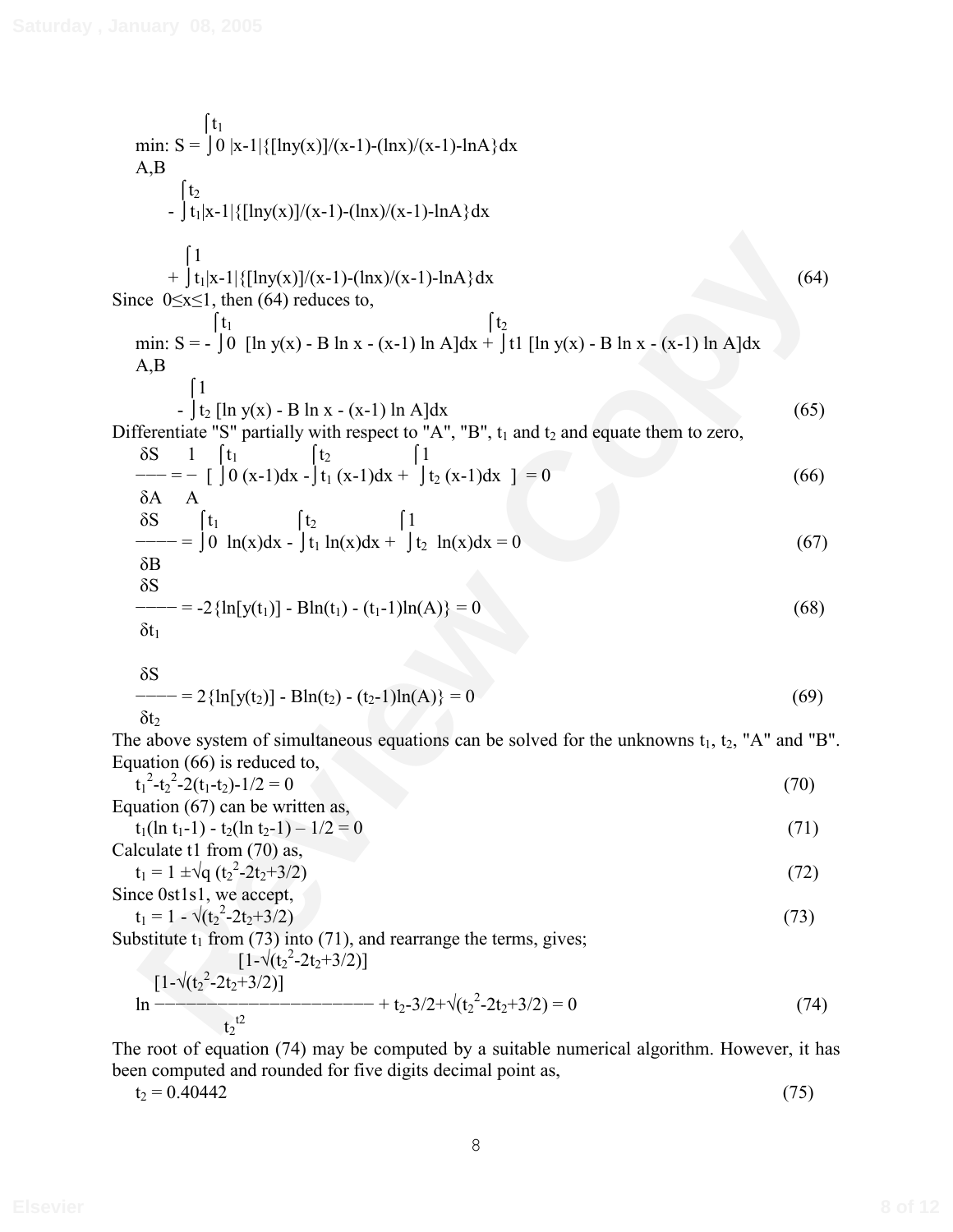$$\min_{A,B}: S = \int_0^{t_1} |x-1|\{[\ln y(x)]/(x-1)-(\ln x)/(x-1)-\ln A\}dx$$

$$- \int_{t_1}^{t_2} |x-1|\{[\ln y(x)]/(x-1)-(\ln x)/(x-1)-\ln A\}dx$$

$$+ \int_{t_1}^{1} |x-1|\{[\ln y(x)]/(x-1)-(\ln x)/(x-1)-\ln A\}dx \quad (64)$$

Since $0 \leq x \leq 1$, then (64) reduces to,

$$\min_{A,B}: S = - \int_0^{t_1} [\ln y(x) - B \ln x - (x-1) \ln A]dx + \int_{t1}^{t_2} [\ln y(x) - B \ln x - (x-1) \ln A]dx$$

$$- \int_{t_2}^{1} [\ln y(x) - B \ln x - (x-1) \ln A]dx \quad (65)$$

Differentiate "S" partially with respect to "A", "B", $t_1$ and $t_2$ and equate them to zero,

$$\frac{\delta S}{\delta A} = -\frac{1}{A}\left[ \int_0^{t_1} (x-1)dx - \int_{t_1}^{t_2} (x-1)dx + \int_{t_2}^{1} (x-1)dx \right] = 0 \quad (66)$$

$$\frac{\delta S}{\delta B} = \int_0^{t_1} \ln(x)dx - \int_{t_1}^{t_2} \ln(x)dx + \int_{t_2}^{1} \ln(x)dx = 0 \quad (67)$$

$$\frac{\delta S}{\delta t_1} = -2\{\ln[y(t_1)] - B\ln(t_1) - (t_1-1)\ln(A)\} = 0 \quad (68)$$

$$\frac{\delta S}{\delta t_2} = 2\{\ln[y(t_2)] - B\ln(t_2) - (t_2-1)\ln(A)\} = 0 \quad (69)$$

The above system of simultaneous equations can be solved for the unknowns $t_1$, $t_2$, "A" and "B". Equation (66) is reduced to,

$$t_1^2-t_2^2-2(t_1-t_2)-1/2 = 0 \quad (70)$$

Equation (67) can be written as,

$$t_1(\ln t_1-1) - t_2(\ln t_2-1) - 1/2 = 0 \quad (71)$$

Calculate t1 from (70) as,

$$t_1 = 1 \pm\sqrt{q} (t_2^2-2t_2+3/2) \quad (72)$$

Since 0st1s1, we accept,

$$t_1 = 1 - \sqrt{(t_2^2-2t_2+3/2)} \quad (73)$$

Substitute $t_1$ from (73) into (71), and rearrange the terms, gives;

$$\ln \frac{[1-\sqrt{(t_2^2-2t_2+3/2)}]^{[1-\sqrt{(t_2^2-2t_2+3/2)}]}}{t_2^{t2}} + t_2-3/2+\sqrt{(t_2^2-2t_2+3/2)} = 0 \quad (74)$$

The root of equation (74) may be computed by a suitable numerical algorithm. However, it has been computed and rounded for five digits decimal point as,

$$t_2 = 0.40442 \quad (75)$$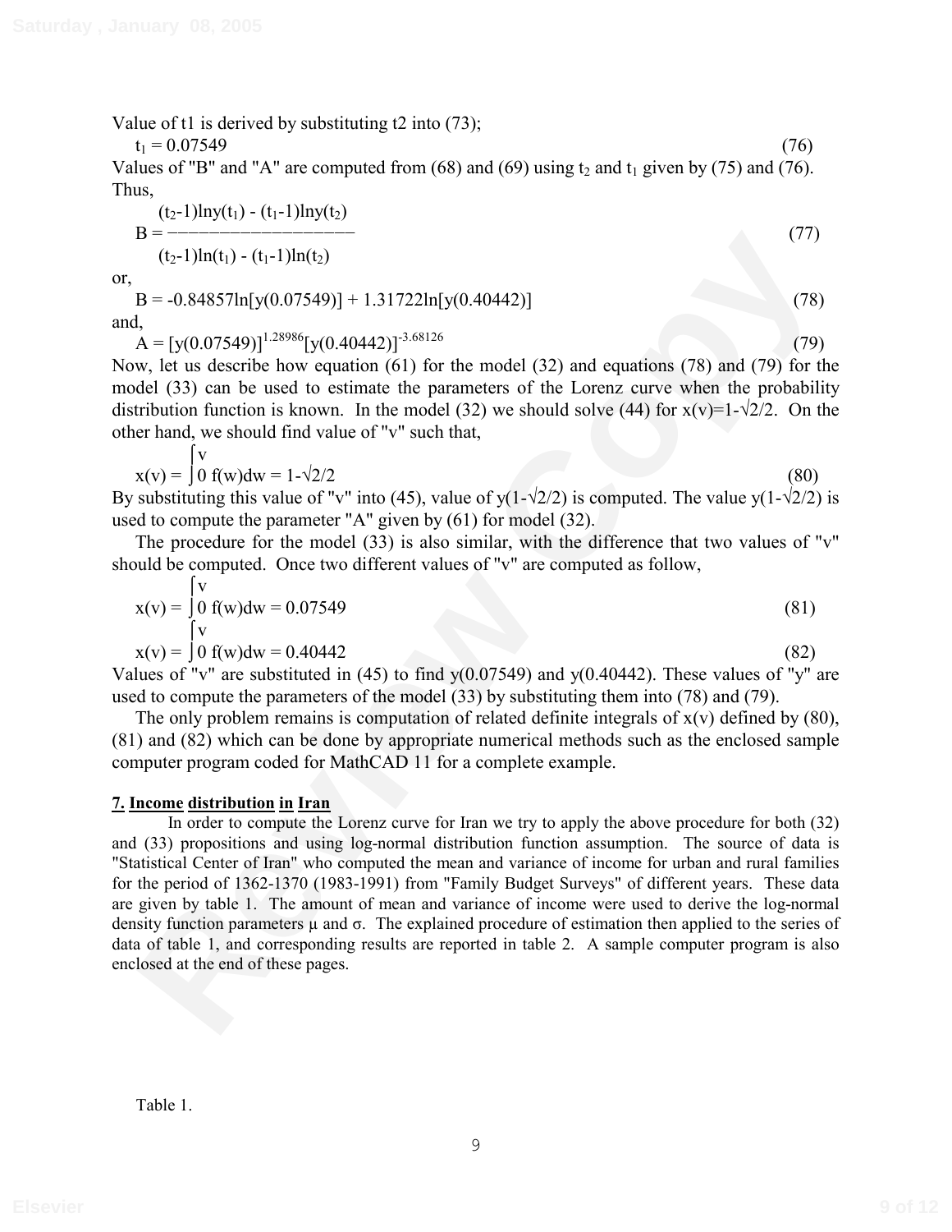Value of t1 is derived by substituting t2 into (73);

$$t_1 = 0.07549 \quad (76)$$

Values of "B" and "A" are computed from (68) and (69) using $t_2$ and $t_1$ given by (75) and (76). Thus,

$$B = \frac{(t_2-1)\ln y(t_1) - (t_1-1)\ln y(t_2)}{(t_2-1)\ln(t_1) - (t_1-1)\ln(t_2)} \quad (77)$$

or,

$$B = -0.84857\ln[y(0.07549)] + 1.31722\ln[y(0.40442)] \quad (78)$$

and,

$$A = [y(0.07549)]^{1.28986}[y(0.40442)]^{-3.68126} \quad (79)$$

Now, let us describe how equation (61) for the model (32) and equations (78) and (79) for the model (33) can be used to estimate the parameters of the Lorenz curve when the probability distribution function is known. In the model (32) we should solve (44) for $x(v)=1-\sqrt{2}/2$. On the other hand, we should find value of "v" such that,

$$x(v) = \int_0^v f(w)dw = 1-\sqrt{2}/2 \quad (80)$$

By substituting this value of "v" into (45), value of $y(1-\sqrt{2}/2)$ is computed. The value $y(1-\sqrt{2}/2)$ is used to compute the parameter "A" given by (61) for model (32).

The procedure for the model (33) is also similar, with the difference that two values of "v" should be computed. Once two different values of "v" are computed as follow,

$$x(v) = \int_0^v f(w)dw = 0.07549 \quad (81)$$

$$x(v) = \int_0^v f(w)dw = 0.40442 \quad (82)$$

Values of "v" are substituted in (45) to find y(0.07549) and y(0.40442). These values of "y" are used to compute the parameters of the model (33) by substituting them into (78) and (79).

The only problem remains is computation of related definite integrals of x(v) defined by (80), (81) and (82) which can be done by appropriate numerical methods such as the enclosed sample computer program coded for MathCAD 11 for a complete example.

## 7. Income distribution in Iran

In order to compute the Lorenz curve for Iran we try to apply the above procedure for both (32) and (33) propositions and using log-normal distribution function assumption. The source of data is "Statistical Center of Iran" who computed the mean and variance of income for urban and rural families for the period of 1362-1370 (1983-1991) from "Family Budget Surveys" of different years. These data are given by table 1. The amount of mean and variance of income were used to derive the log-normal density function parameters μ and σ. The explained procedure of estimation then applied to the series of data of table 1, and corresponding results are reported in table 2. A sample computer program is also enclosed at the end of these pages.

Table 1.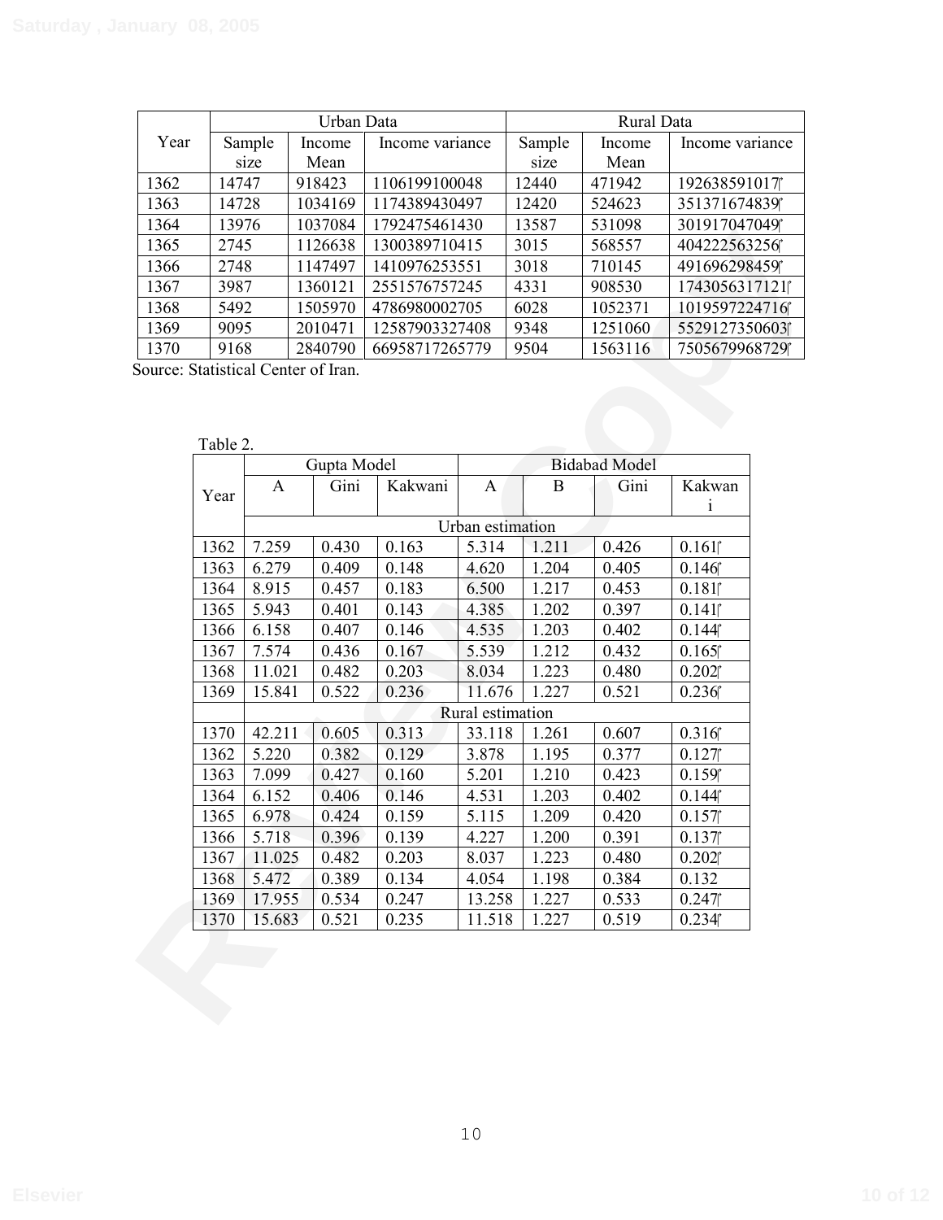| Year | Urban Data | | | Rural Data | | |
|---|---|---|---|---|---|---|
| | Sample size | Income Mean | Income variance | Sample size | Income Mean | Income variance |
| 1362 | 14747 | 918423 | 1106199100048 | 12440 | 471942 | 192638591017 |
| 1363 | 14728 | 1034169 | 1174389430497 | 12420 | 524623 | 351371674839 |
| 1364 | 13976 | 1037084 | 1792475461430 | 13587 | 531098 | 301917047049 |
| 1365 | 2745 | 1126638 | 1300389710415 | 3015 | 568557 | 404222563256 |
| 1366 | 2748 | 1147497 | 1410976253551 | 3018 | 710145 | 491696298459 |
| 1367 | 3987 | 1360121 | 2551576757245 | 4331 | 908530 | 1743056317121 |
| 1368 | 5492 | 1505970 | 4786980002705 | 6028 | 1052371 | 1019597224716 |
| 1369 | 9095 | 2010471 | 12587903327408 | 9348 | 1251060 | 5529127350603 |
| 1370 | 9168 | 2840790 | 66958717265779 | 9504 | 1563116 | 7505679968729 |

Source: Statistical Center of Iran.

Table 2.

| Year | Gupta Model | | | Bidabad Model | | | |
|---|---|---|---|---|---|---|---|
| | A | Gini | Kakwani | A | B | Gini | Kakwani |
| | Urban estimation | | | | | | |
| 1362 | 7.259 | 0.430 | 0.163 | 5.314 | 1.211 | 0.426 | 0.161 |
| 1363 | 6.279 | 0.409 | 0.148 | 4.620 | 1.204 | 0.405 | 0.146 |
| 1364 | 8.915 | 0.457 | 0.183 | 6.500 | 1.217 | 0.453 | 0.181 |
| 1365 | 5.943 | 0.401 | 0.143 | 4.385 | 1.202 | 0.397 | 0.141 |
| 1366 | 6.158 | 0.407 | 0.146 | 4.535 | 1.203 | 0.402 | 0.144 |
| 1367 | 7.574 | 0.436 | 0.167 | 5.539 | 1.212 | 0.432 | 0.165 |
| 1368 | 11.021 | 0.482 | 0.203 | 8.034 | 1.223 | 0.480 | 0.202 |
| 1369 | 15.841 | 0.522 | 0.236 | 11.676 | 1.227 | 0.521 | 0.236 |
| | Rural estimation | | | | | | |
| 1370 | 42.211 | 0.605 | 0.313 | 33.118 | 1.261 | 0.607 | 0.316 |
| 1362 | 5.220 | 0.382 | 0.129 | 3.878 | 1.195 | 0.377 | 0.127 |
| 1363 | 7.099 | 0.427 | 0.160 | 5.201 | 1.210 | 0.423 | 0.159 |
| 1364 | 6.152 | 0.406 | 0.146 | 4.531 | 1.203 | 0.402 | 0.144 |
| 1365 | 6.978 | 0.424 | 0.159 | 5.115 | 1.209 | 0.420 | 0.157 |
| 1366 | 5.718 | 0.396 | 0.139 | 4.227 | 1.200 | 0.391 | 0.137 |
| 1367 | 11.025 | 0.482 | 0.203 | 8.037 | 1.223 | 0.480 | 0.202 |
| 1368 | 5.472 | 0.389 | 0.134 | 4.054 | 1.198 | 0.384 | 0.132 |
| 1369 | 17.955 | 0.534 | 0.247 | 13.258 | 1.227 | 0.533 | 0.247 |
| 1370 | 15.683 | 0.521 | 0.235 | 11.518 | 1.227 | 0.519 | 0.234 |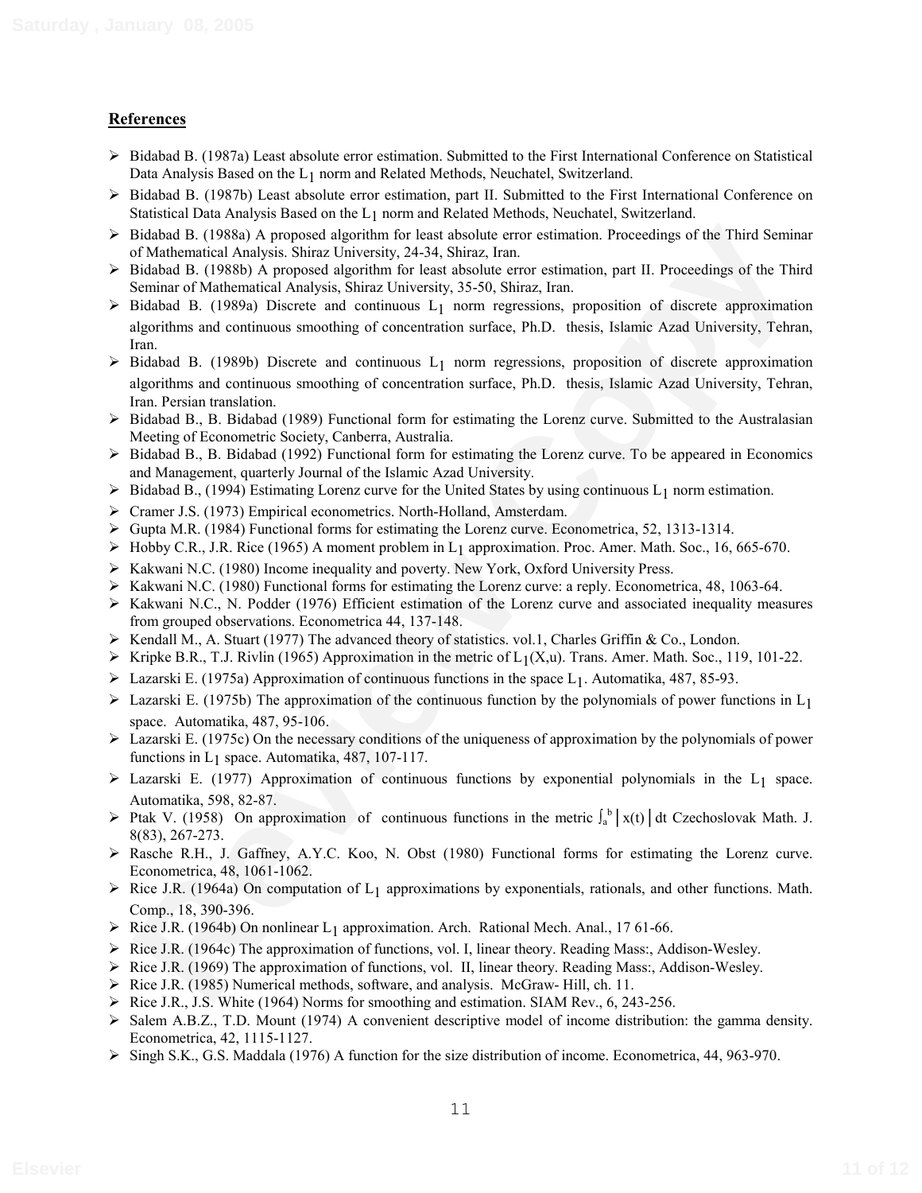## References

- Bidabad B. (1987a) Least absolute error estimation. Submitted to the First International Conference on Statistical Data Analysis Based on the $L_1$ norm and Related Methods, Neuchatel, Switzerland.
- Bidabad B. (1987b) Least absolute error estimation, part II. Submitted to the First International Conference on Statistical Data Analysis Based on the $L_1$ norm and Related Methods, Neuchatel, Switzerland.
- Bidabad B. (1988a) A proposed algorithm for least absolute error estimation. Proceedings of the Third Seminar of Mathematical Analysis. Shiraz University, 24-34, Shiraz, Iran.
- Bidabad B. (1988b) A proposed algorithm for least absolute error estimation, part II. Proceedings of the Third Seminar of Mathematical Analysis, Shiraz University, 35-50, Shiraz, Iran.
- Bidabad B. (1989a) Discrete and continuous $L_1$ norm regressions, proposition of discrete approximation algorithms and continuous smoothing of concentration surface, Ph.D. thesis, Islamic Azad University, Tehran, Iran.
- Bidabad B. (1989b) Discrete and continuous $L_1$ norm regressions, proposition of discrete approximation algorithms and continuous smoothing of concentration surface, Ph.D. thesis, Islamic Azad University, Tehran, Iran. Persian translation.
- Bidabad B., B. Bidabad (1989) Functional form for estimating the Lorenz curve. Submitted to the Australasian Meeting of Econometric Society, Canberra, Australia.
- Bidabad B., B. Bidabad (1992) Functional form for estimating the Lorenz curve. To be appeared in Economics and Management, quarterly Journal of the Islamic Azad University.
- Bidabad B., (1994) Estimating Lorenz curve for the United States by using continuous $L_1$ norm estimation.
- Cramer J.S. (1973) Empirical econometrics. North-Holland, Amsterdam.
- Gupta M.R. (1984) Functional forms for estimating the Lorenz curve. Econometrica, 52, 1313-1314.
- Hobby C.R., J.R. Rice (1965) A moment problem in $L_1$ approximation. Proc. Amer. Math. Soc., 16, 665-670.
- Kakwani N.C. (1980) Income inequality and poverty. New York, Oxford University Press.
- Kakwani N.C. (1980) Functional forms for estimating the Lorenz curve: a reply. Econometrica, 48, 1063-64.
- Kakwani N.C., N. Podder (1976) Efficient estimation of the Lorenz curve and associated inequality measures from grouped observations. Econometrica 44, 137-148.
- Kendall M., A. Stuart (1977) The advanced theory of statistics. vol.1, Charles Griffin & Co., London.
- Kripke B.R., T.J. Rivlin (1965) Approximation in the metric of $L_1(X,u)$. Trans. Amer. Math. Soc., 119, 101-22.
- Lazarski E. (1975a) Approximation of continuous functions in the space $L_1$. Automatika, 487, 85-93.
- Lazarski E. (1975b) The approximation of the continuous function by the polynomials of power functions in $L_1$ space. Automatika, 487, 95-106.
- Lazarski E. (1975c) On the necessary conditions of the uniqueness of approximation by the polynomials of power functions in $L_1$ space. Automatika, 487, 107-117.
- Lazarski E. (1977) Approximation of continuous functions by exponential polynomials in the $L_1$ space. Automatika, 598, 82-87.
- Ptak V. (1958) On approximation of continuous functions in the metric $\int_a^b |x(t)| dt$ Czechoslovak Math. J. 8(83), 267-273.
- Rasche R.H., J. Gaffney, A.Y.C. Koo, N. Obst (1980) Functional forms for estimating the Lorenz curve. Econometrica, 48, 1061-1062.
- Rice J.R. (1964a) On computation of $L_1$ approximations by exponentials, rationals, and other functions. Math. Comp., 18, 390-396.
- Rice J.R. (1964b) On nonlinear $L_1$ approximation. Arch. Rational Mech. Anal., 17 61-66.
- Rice J.R. (1964c) The approximation of functions, vol. I, linear theory. Reading Mass:, Addison-Wesley.
- Rice J.R. (1969) The approximation of functions, vol. II, linear theory. Reading Mass:, Addison-Wesley.
- Rice J.R. (1985) Numerical methods, software, and analysis. McGraw- Hill, ch. 11.
- Rice J.R., J.S. White (1964) Norms for smoothing and estimation. SIAM Rev., 6, 243-256.
- Salem A.B.Z., T.D. Mount (1974) A convenient descriptive model of income distribution: the gamma density. Econometrica, 42, 1115-1127.
- Singh S.K., G.S. Maddala (1976) A function for the size distribution of income. Econometrica, 44, 963-970.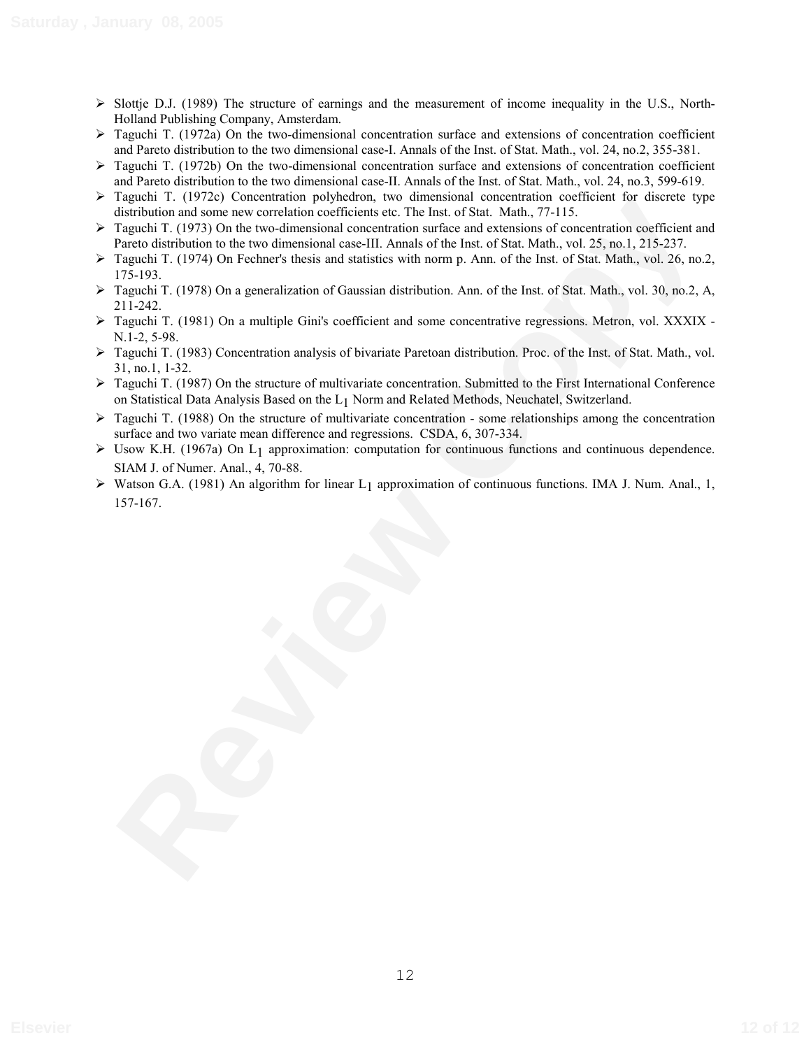- Slottje D.J. (1989) The structure of earnings and the measurement of income inequality in the U.S., North-Holland Publishing Company, Amsterdam.
- Taguchi T. (1972a) On the two-dimensional concentration surface and extensions of concentration coefficient and Pareto distribution to the two dimensional case-I. Annals of the Inst. of Stat. Math., vol. 24, no.2, 355-381.
- Taguchi T. (1972b) On the two-dimensional concentration surface and extensions of concentration coefficient and Pareto distribution to the two dimensional case-II. Annals of the Inst. of Stat. Math., vol. 24, no.3, 599-619.
- Taguchi T. (1972c) Concentration polyhedron, two dimensional concentration coefficient for discrete type distribution and some new correlation coefficients etc. The Inst. of Stat. Math., 77-115.
- Taguchi T. (1973) On the two-dimensional concentration surface and extensions of concentration coefficient and Pareto distribution to the two dimensional case-III. Annals of the Inst. of Stat. Math., vol. 25, no.1, 215-237.
- Taguchi T. (1974) On Fechner's thesis and statistics with norm p. Ann. of the Inst. of Stat. Math., vol. 26, no.2, 175-193.
- Taguchi T. (1978) On a generalization of Gaussian distribution. Ann. of the Inst. of Stat. Math., vol. 30, no.2, A, 211-242.
- Taguchi T. (1981) On a multiple Gini's coefficient and some concentrative regressions. Metron, vol. XXXIX - N.1-2, 5-98.
- Taguchi T. (1983) Concentration analysis of bivariate Paretoan distribution. Proc. of the Inst. of Stat. Math., vol. 31, no.1, 1-32.
- Taguchi T. (1987) On the structure of multivariate concentration. Submitted to the First International Conference on Statistical Data Analysis Based on the $L_1$ Norm and Related Methods, Neuchatel, Switzerland.
- Taguchi T. (1988) On the structure of multivariate concentration - some relationships among the concentration surface and two variate mean difference and regressions. CSDA, 6, 307-334.
- Usow K.H. (1967a) On $L_1$ approximation: computation for continuous functions and continuous dependence. SIAM J. of Numer. Anal., 4, 70-88.
- Watson G.A. (1981) An algorithm for linear $L_1$ approximation of continuous functions. IMA J. Num. Anal., 1, 157-167.